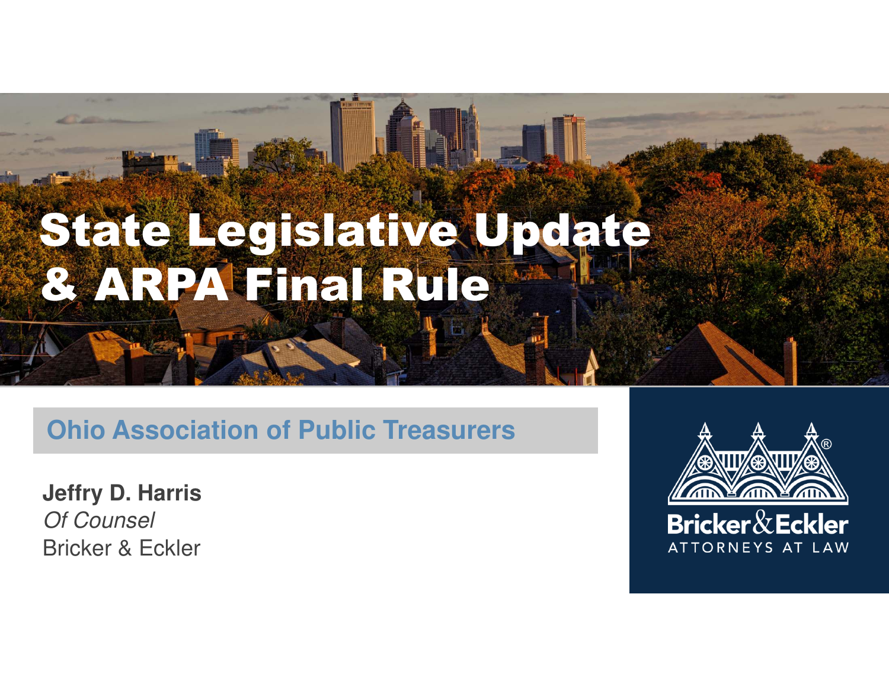# State Legislative Update & ARPA Final Rule

## Ohio Association of Public Treasurers

**Jeffry D. Harris**
*Of Counsel*
Bricker & Eckler

Bricker & Eckler
ATTORNEYS AT LAW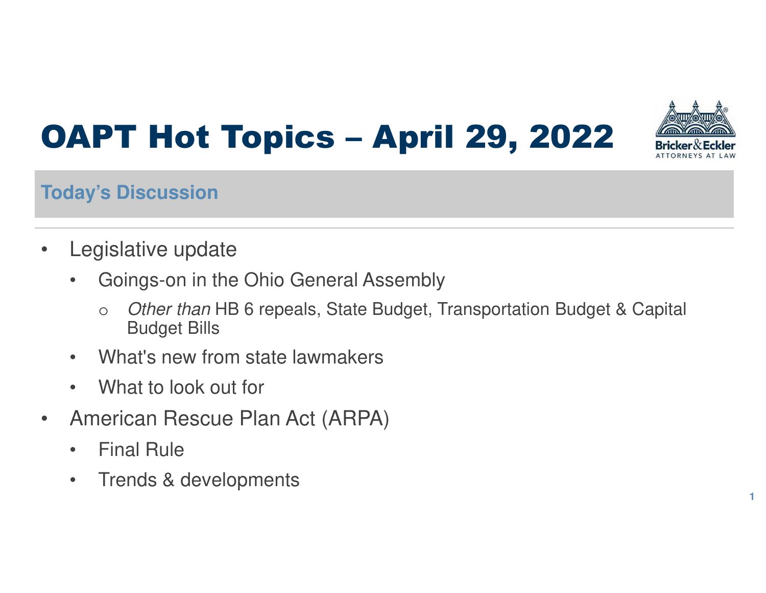# OAPT Hot Topics – April 29, 2022

## Today's Discussion

- Legislative update
  - Goings-on in the Ohio General Assembly
    - *Other than* HB 6 repeals, State Budget, Transportation Budget & Capital Budget Bills
  - What's new from state lawmakers
  - What to look out for
- American Rescue Plan Act (ARPA)
  - Final Rule
  - Trends & developments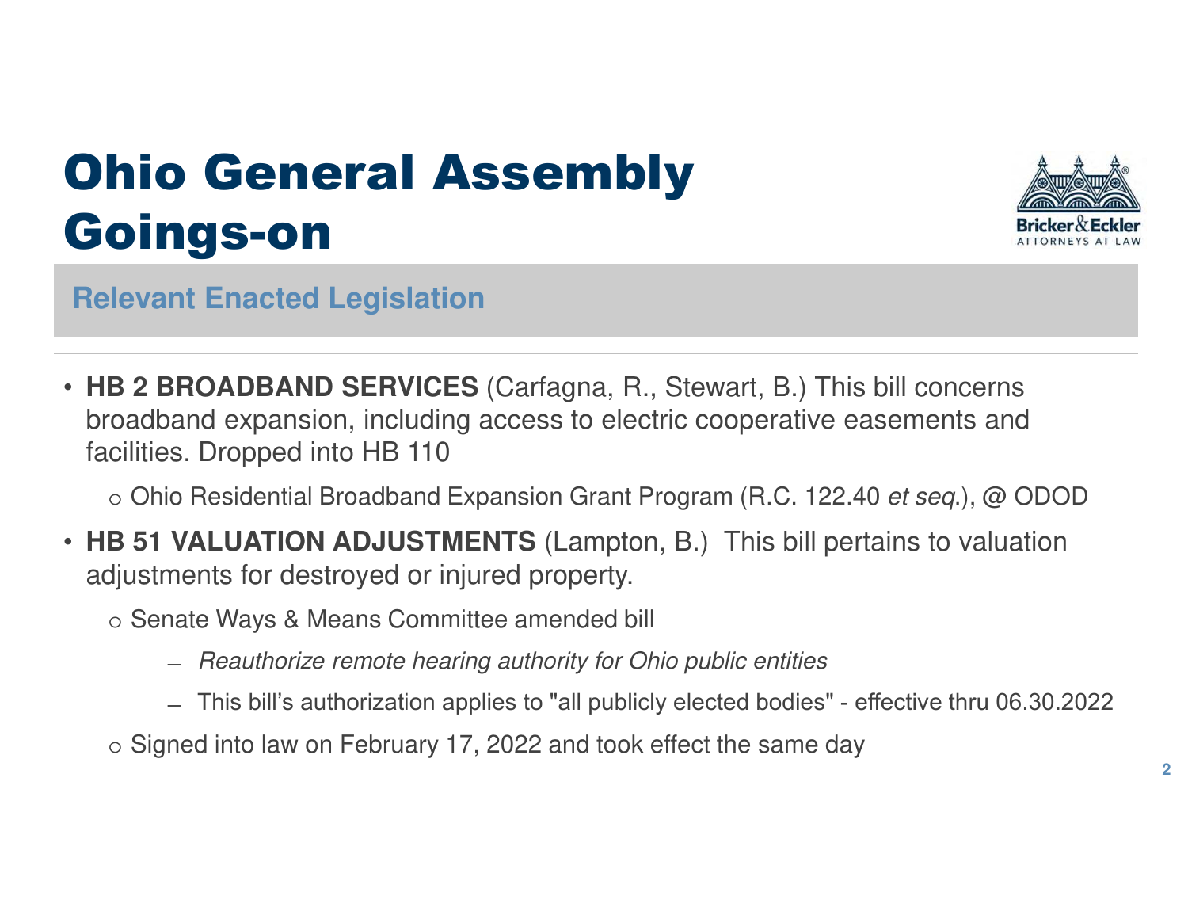# Ohio General Assembly Goings-on

## Relevant Enacted Legislation

- **HB 2 BROADBAND SERVICES** (Carfagna, R., Stewart, B.) This bill concerns broadband expansion, including access to electric cooperative easements and facilities. Dropped into HB 110
  - Ohio Residential Broadband Expansion Grant Program (R.C. 122.40 *et seq.*), @ ODOD
- **HB 51 VALUATION ADJUSTMENTS** (Lampton, B.) This bill pertains to valuation adjustments for destroyed or injured property.
  - Senate Ways & Means Committee amended bill
    - *Reauthorize remote hearing authority for Ohio public entities*
    - This bill's authorization applies to "all publicly elected bodies" - effective thru 06.30.2022
  - Signed into law on February 17, 2022 and took effect the same day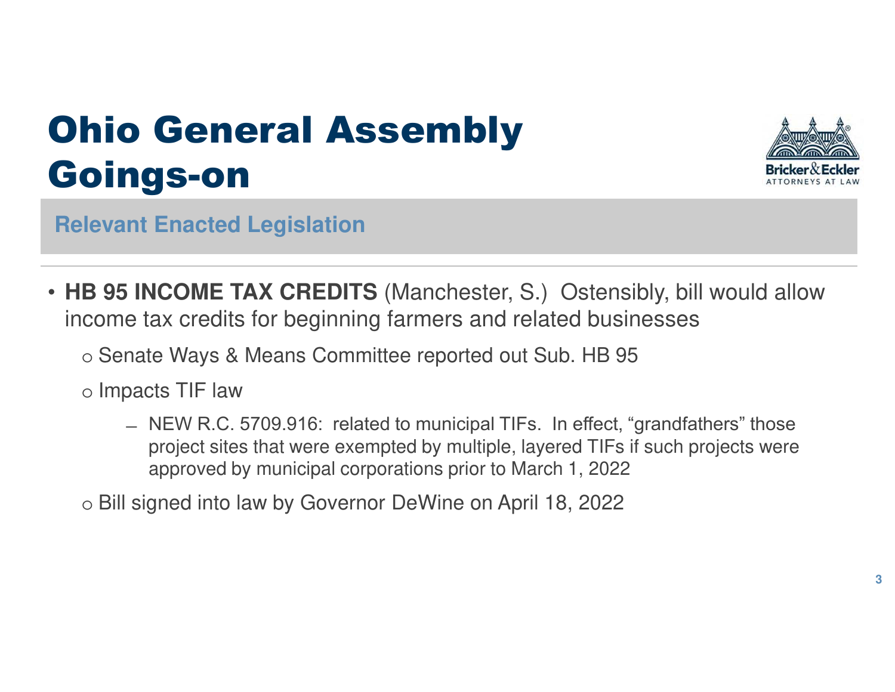# Ohio General Assembly Goings-on

## Relevant Enacted Legislation

- **HB 95 INCOME TAX CREDITS** (Manchester, S.) Ostensibly, bill would allow income tax credits for beginning farmers and related businesses
  - Senate Ways & Means Committee reported out Sub. HB 95
  - Impacts TIF law
    - NEW R.C. 5709.916: related to municipal TIFs. In effect, "grandfathers" those project sites that were exempted by multiple, layered TIFs if such projects were approved by municipal corporations prior to March 1, 2022
  - Bill signed into law by Governor DeWine on April 18, 2022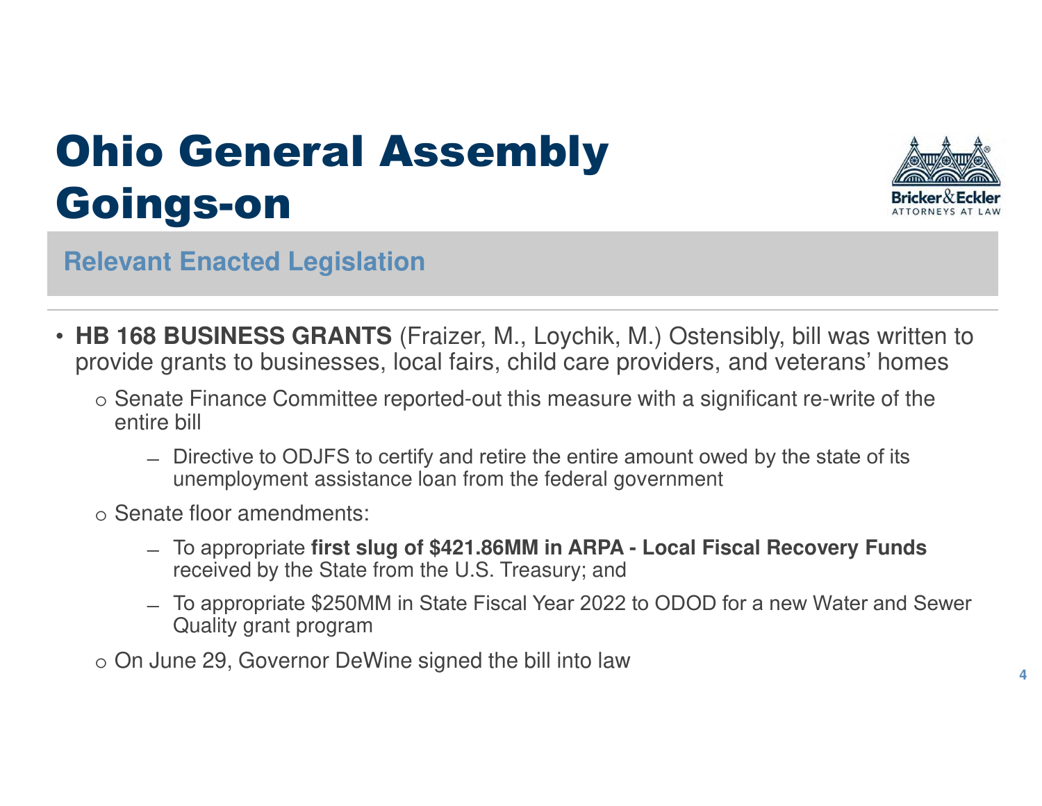# Ohio General Assembly Goings-on

## Relevant Enacted Legislation

- **HB 168 BUSINESS GRANTS** (Fraizer, M., Loychik, M.) Ostensibly, bill was written to provide grants to businesses, local fairs, child care providers, and veterans' homes
  - Senate Finance Committee reported-out this measure with a significant re-write of the entire bill
    - Directive to ODJFS to certify and retire the entire amount owed by the state of its unemployment assistance loan from the federal government
  - Senate floor amendments:
    - To appropriate **first slug of $421.86MM in ARPA - Local Fiscal Recovery Funds** received by the State from the U.S. Treasury; and
    - To appropriate $250MM in State Fiscal Year 2022 to ODOD for a new Water and Sewer Quality grant program
  - On June 29, Governor DeWine signed the bill into law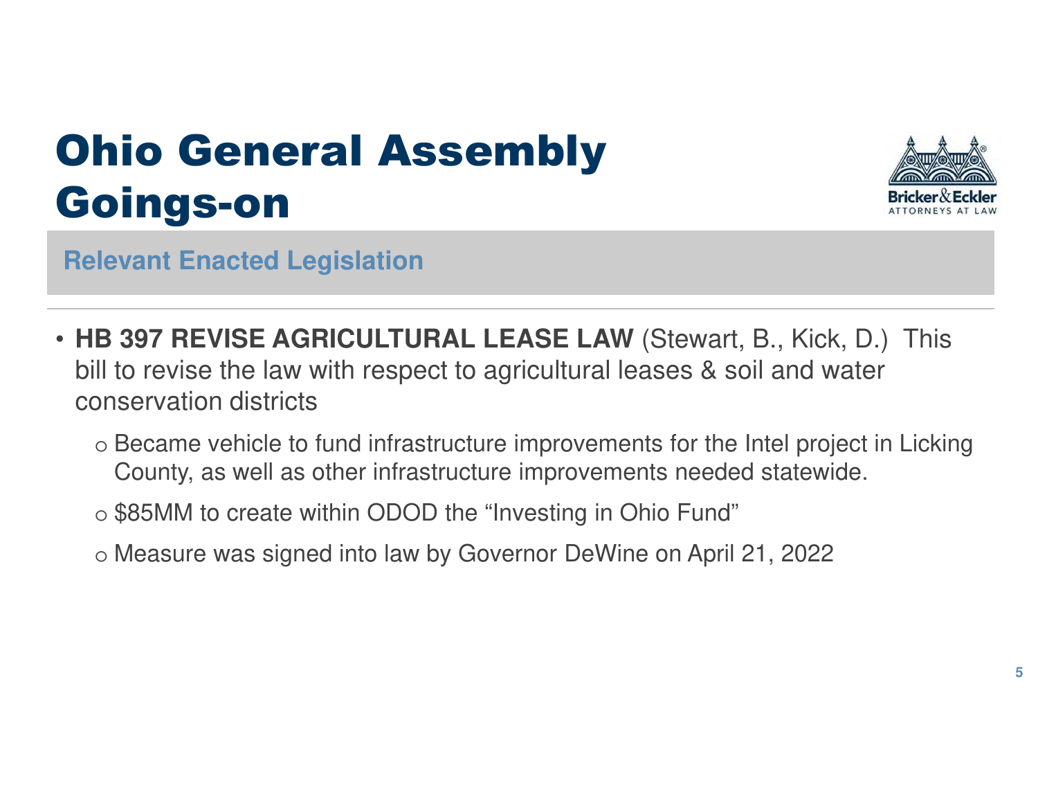# Ohio General Assembly Goings-on

## Relevant Enacted Legislation

- **HB 397 REVISE AGRICULTURAL LEASE LAW** (Stewart, B., Kick, D.) This bill to revise the law with respect to agricultural leases & soil and water conservation districts
  - Became vehicle to fund infrastructure improvements for the Intel project in Licking County, as well as other infrastructure improvements needed statewide.
  - $85MM to create within ODOD the “Investing in Ohio Fund”
  - Measure was signed into law by Governor DeWine on April 21, 2022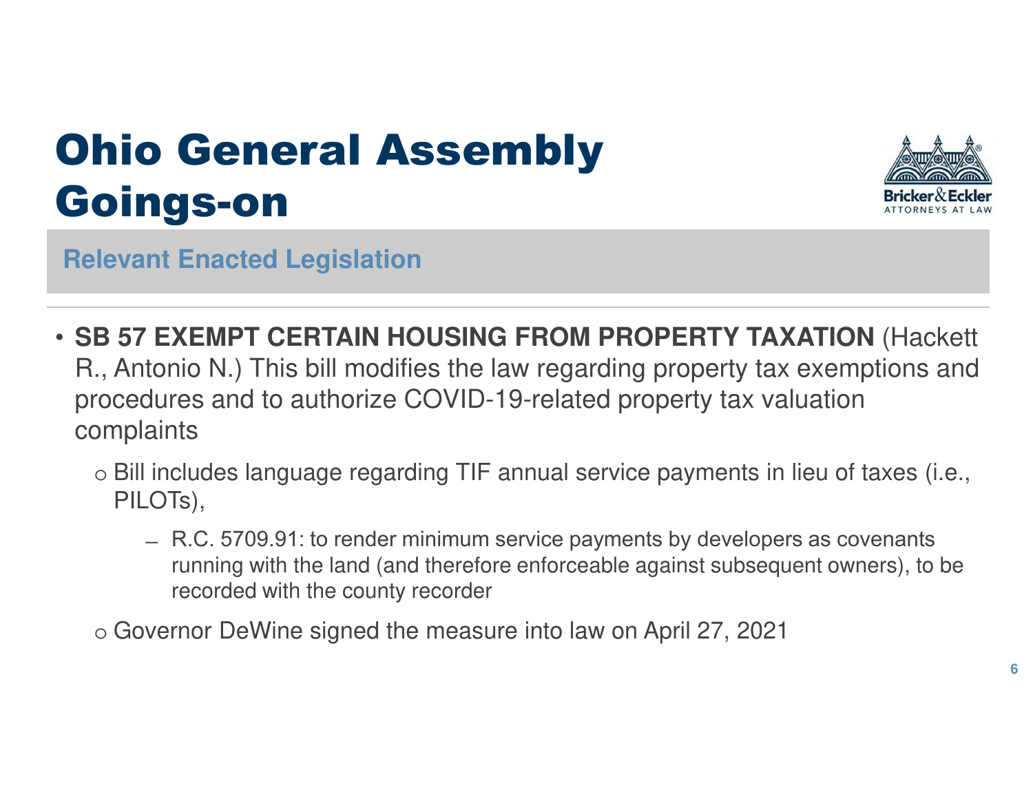# Ohio General Assembly Goings-on

## Relevant Enacted Legislation

- **SB 57 EXEMPT CERTAIN HOUSING FROM PROPERTY TAXATION** (Hackett R., Antonio N.) This bill modifies the law regarding property tax exemptions and procedures and to authorize COVID-19-related property tax valuation complaints
  - Bill includes language regarding TIF annual service payments in lieu of taxes (i.e., PILOTs),
    - R.C. 5709.91: to render minimum service payments by developers as covenants running with the land (and therefore enforceable against subsequent owners), to be recorded with the county recorder
  - Governor DeWine signed the measure into law on April 27, 2021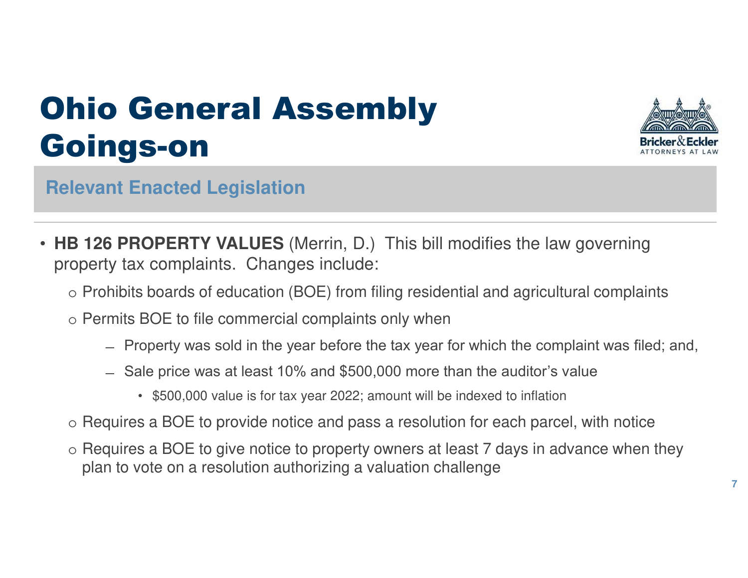# Ohio General Assembly Goings-on

## Relevant Enacted Legislation

- **HB 126 PROPERTY VALUES** (Merrin, D.) This bill modifies the law governing property tax complaints. Changes include:
  - Prohibits boards of education (BOE) from filing residential and agricultural complaints
  - Permits BOE to file commercial complaints only when
    - Property was sold in the year before the tax year for which the complaint was filed; and,
    - Sale price was at least 10% and $500,000 more than the auditor's value
      - $500,000 value is for tax year 2022; amount will be indexed to inflation
  - Requires a BOE to provide notice and pass a resolution for each parcel, with notice
  - Requires a BOE to give notice to property owners at least 7 days in advance when they plan to vote on a resolution authorizing a valuation challenge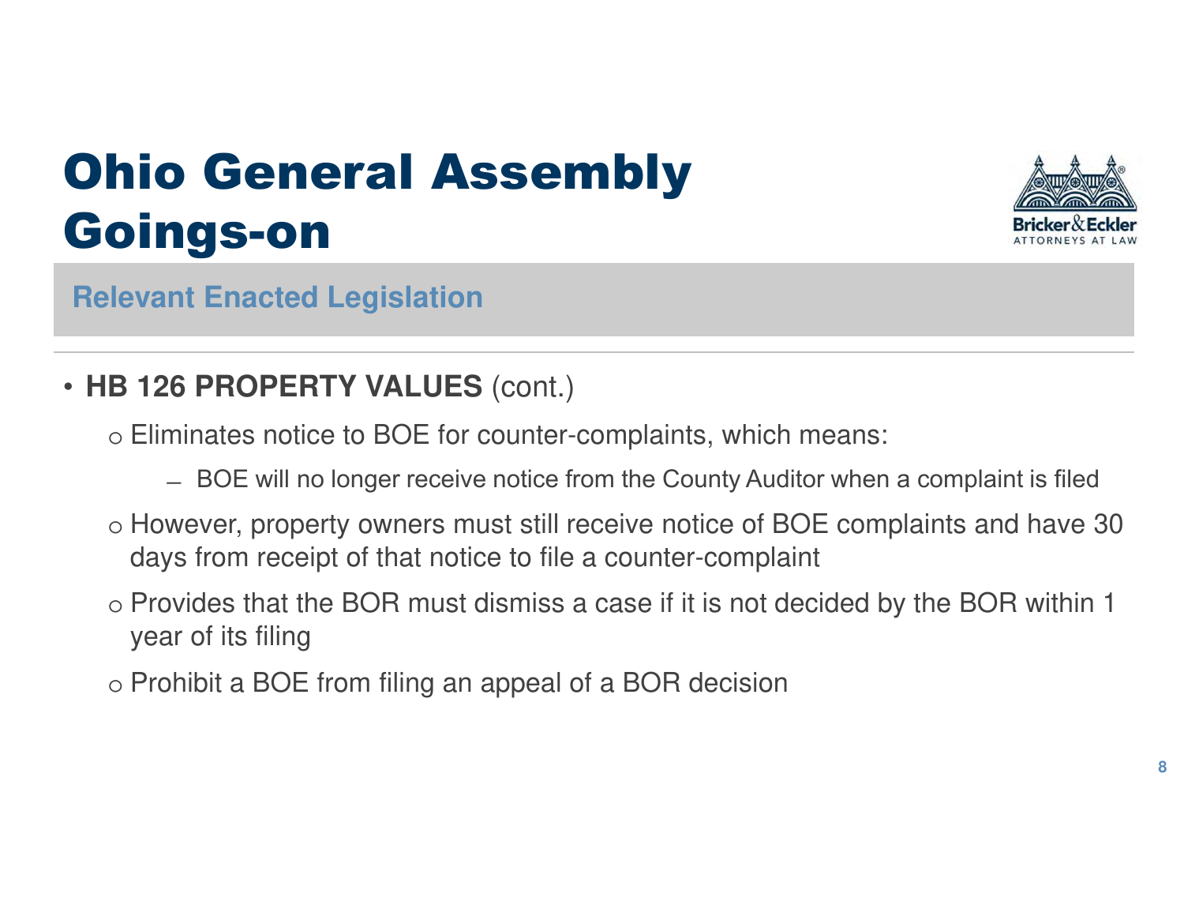# Ohio General Assembly Goings-on

## Relevant Enacted Legislation

- **HB 126 PROPERTY VALUES** (cont.)
  - Eliminates notice to BOE for counter-complaints, which means:
    - BOE will no longer receive notice from the County Auditor when a complaint is filed
  - However, property owners must still receive notice of BOE complaints and have 30 days from receipt of that notice to file a counter-complaint
  - Provides that the BOR must dismiss a case if it is not decided by the BOR within 1 year of its filing
  - Prohibit a BOE from filing an appeal of a BOR decision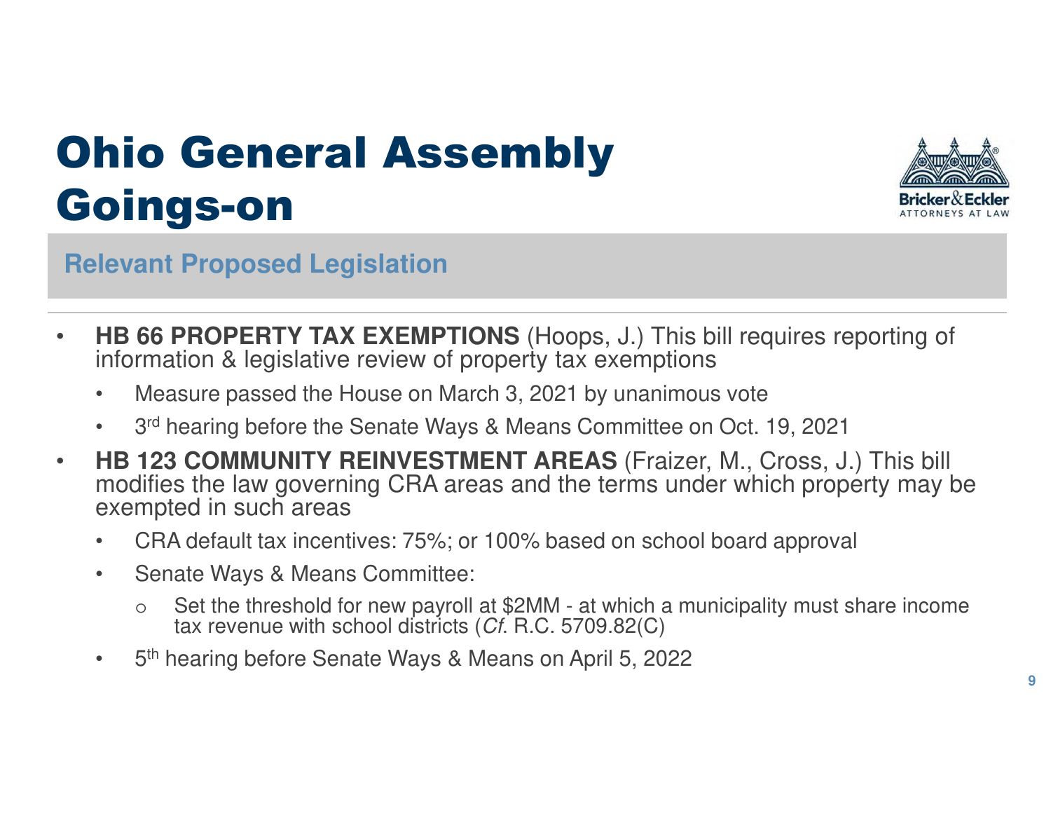# Ohio General Assembly Goings-on

## Relevant Proposed Legislation

- **HB 66 PROPERTY TAX EXEMPTIONS** (Hoops, J.) This bill requires reporting of information & legislative review of property tax exemptions
  - Measure passed the House on March 3, 2021 by unanimous vote
  - 3rd hearing before the Senate Ways & Means Committee on Oct. 19, 2021
- **HB 123 COMMUNITY REINVESTMENT AREAS** (Fraizer, M., Cross, J.) This bill modifies the law governing CRA areas and the terms under which property may be exempted in such areas
  - CRA default tax incentives: 75%; or 100% based on school board approval
  - Senate Ways & Means Committee:
    - Set the threshold for new payroll at $2MM - at which a municipality must share income tax revenue with school districts (*Cf*. R.C. 5709.82(C)
  - 5th hearing before Senate Ways & Means on April 5, 2022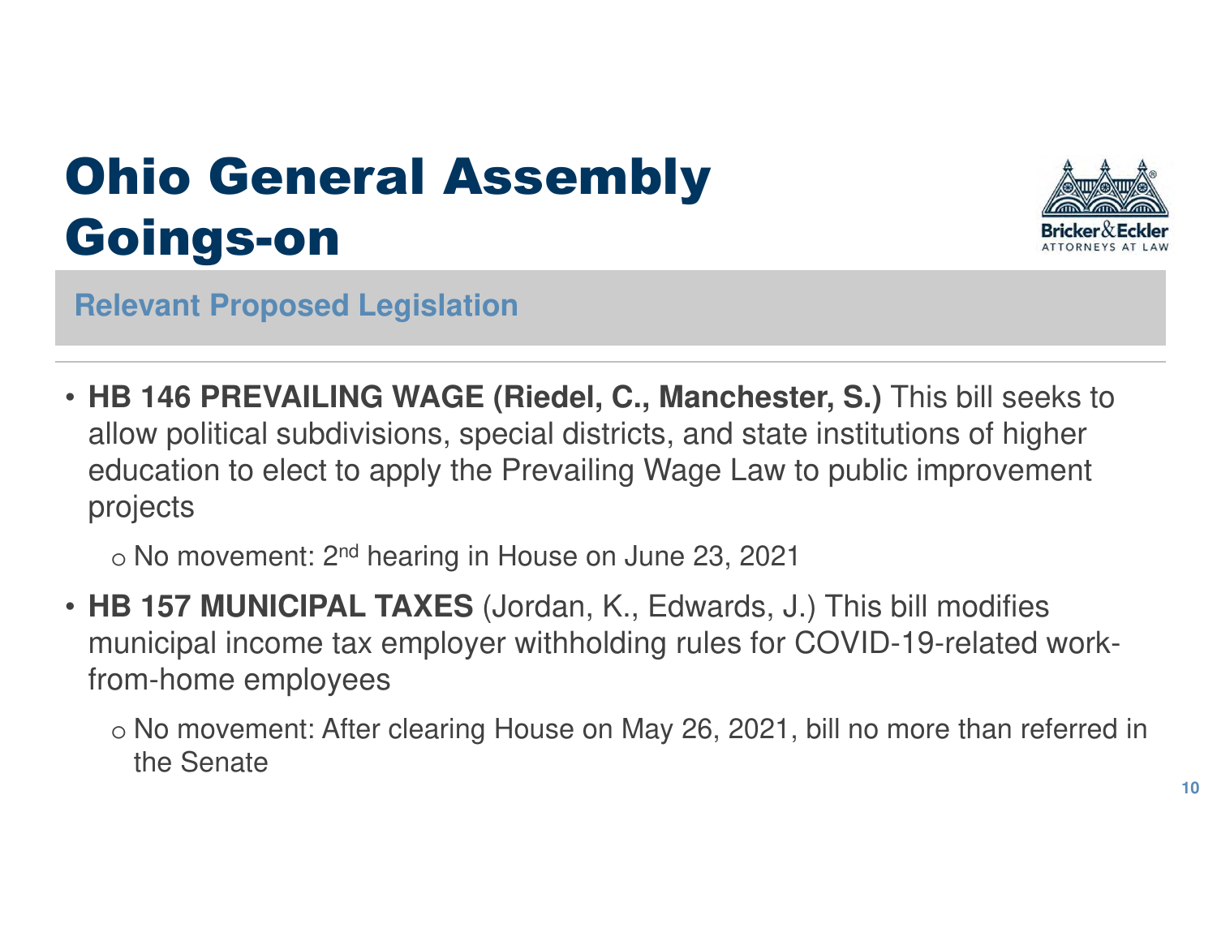# Ohio General Assembly Goings-on

## Relevant Proposed Legislation

- **HB 146 PREVAILING WAGE (Riedel, C., Manchester, S.)** This bill seeks to allow political subdivisions, special districts, and state institutions of higher education to elect to apply the Prevailing Wage Law to public improvement projects
  - No movement: 2nd hearing in House on June 23, 2021
- **HB 157 MUNICIPAL TAXES** (Jordan, K., Edwards, J.) This bill modifies municipal income tax employer withholding rules for COVID-19-related work-from-home employees
  - No movement: After clearing House on May 26, 2021, bill no more than referred in the Senate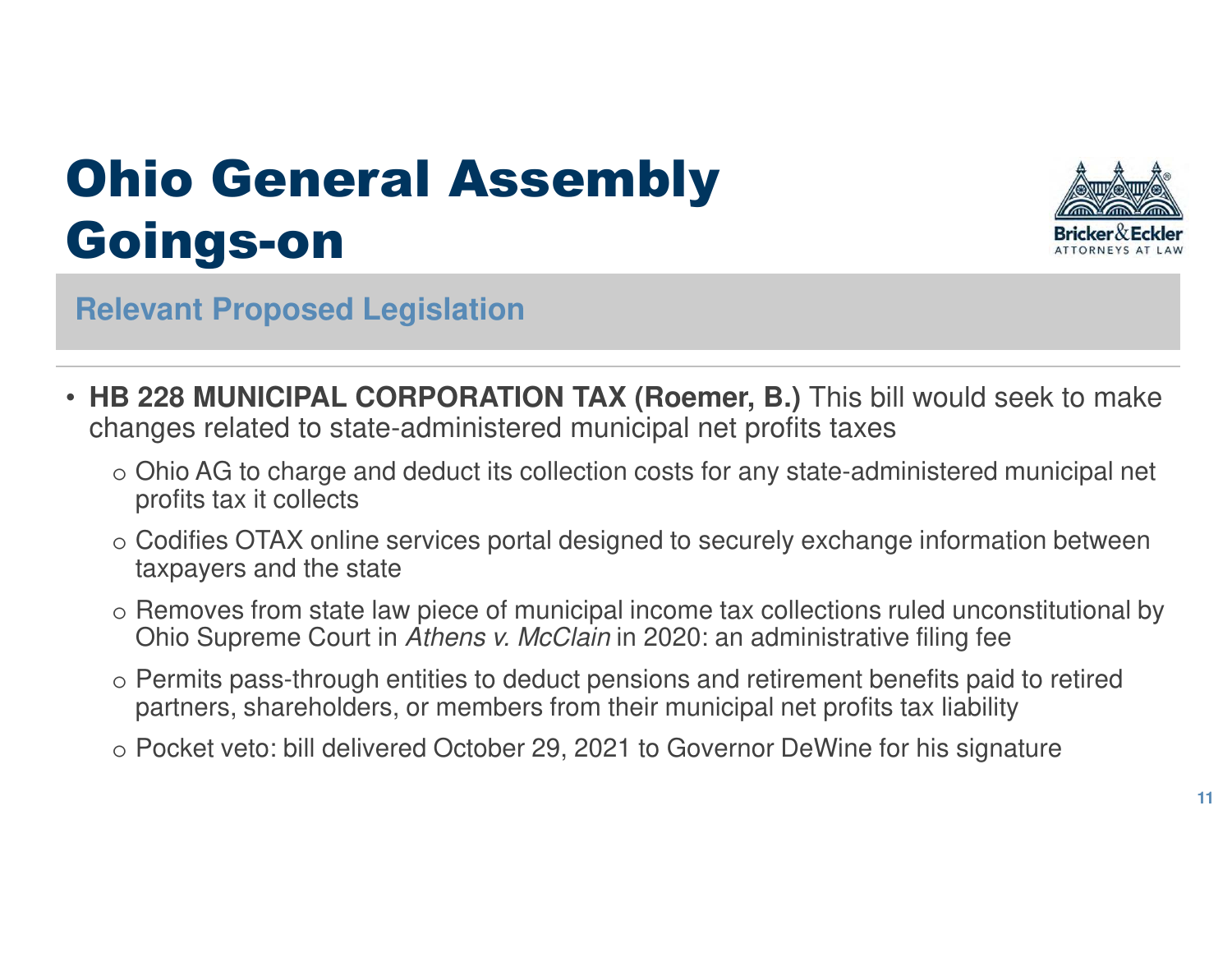# Ohio General Assembly Goings-on

## Relevant Proposed Legislation

- **HB 228 MUNICIPAL CORPORATION TAX (Roemer, B.)** This bill would seek to make changes related to state-administered municipal net profits taxes
  - Ohio AG to charge and deduct its collection costs for any state-administered municipal net profits tax it collects
  - Codifies OTAX online services portal designed to securely exchange information between taxpayers and the state
  - Removes from state law piece of municipal income tax collections ruled unconstitutional by Ohio Supreme Court in *Athens v. McClain* in 2020: an administrative filing fee
  - Permits pass-through entities to deduct pensions and retirement benefits paid to retired partners, shareholders, or members from their municipal net profits tax liability
  - Pocket veto: bill delivered October 29, 2021 to Governor DeWine for his signature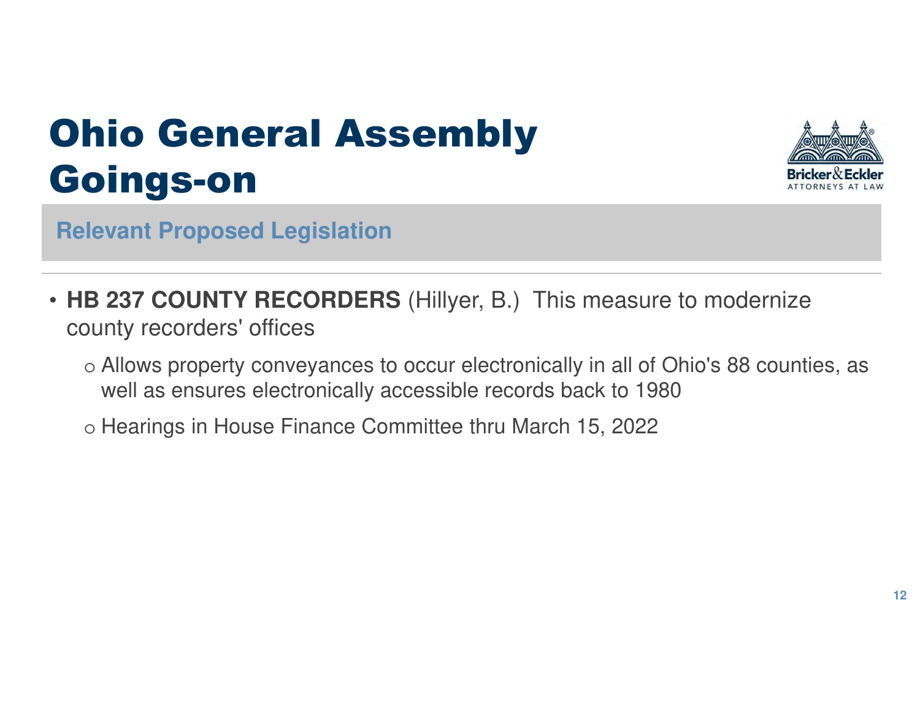# Ohio General Assembly Goings-on

## Relevant Proposed Legislation

- **HB 237 COUNTY RECORDERS** (Hillyer, B.) This measure to modernize county recorders' offices
  - Allows property conveyances to occur electronically in all of Ohio's 88 counties, as well as ensures electronically accessible records back to 1980
  - Hearings in House Finance Committee thru March 15, 2022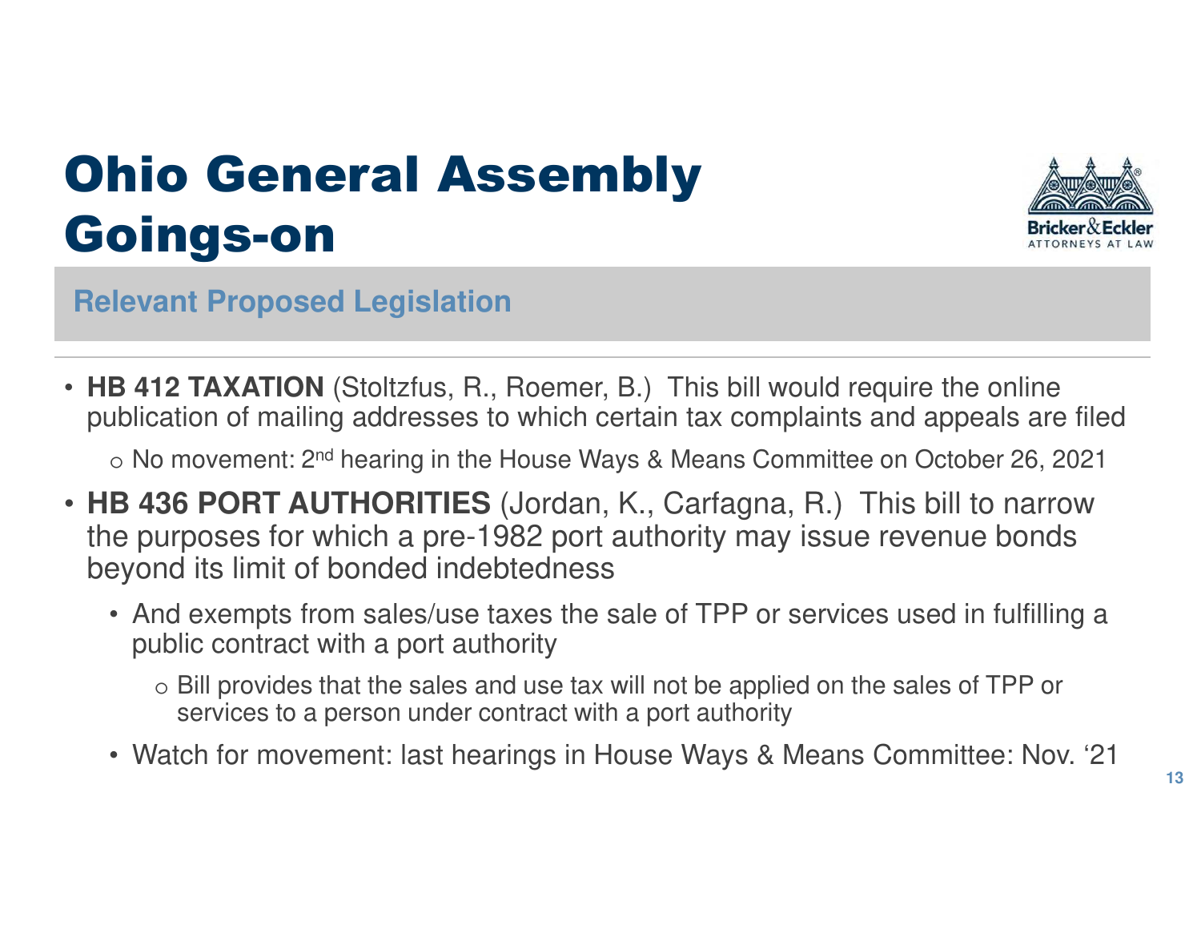# Ohio General Assembly Goings-on

## Relevant Proposed Legislation

- **HB 412 TAXATION** (Stoltzfus, R., Roemer, B.) This bill would require the online publication of mailing addresses to which certain tax complaints and appeals are filed
  - No movement: 2nd hearing in the House Ways & Means Committee on October 26, 2021
- **HB 436 PORT AUTHORITIES** (Jordan, K., Carfagna, R.) This bill to narrow the purposes for which a pre-1982 port authority may issue revenue bonds beyond its limit of bonded indebtedness
  - And exempts from sales/use taxes the sale of TPP or services used in fulfilling a public contract with a port authority
    - Bill provides that the sales and use tax will not be applied on the sales of TPP or services to a person under contract with a port authority
  - Watch for movement: last hearings in House Ways & Means Committee: Nov. '21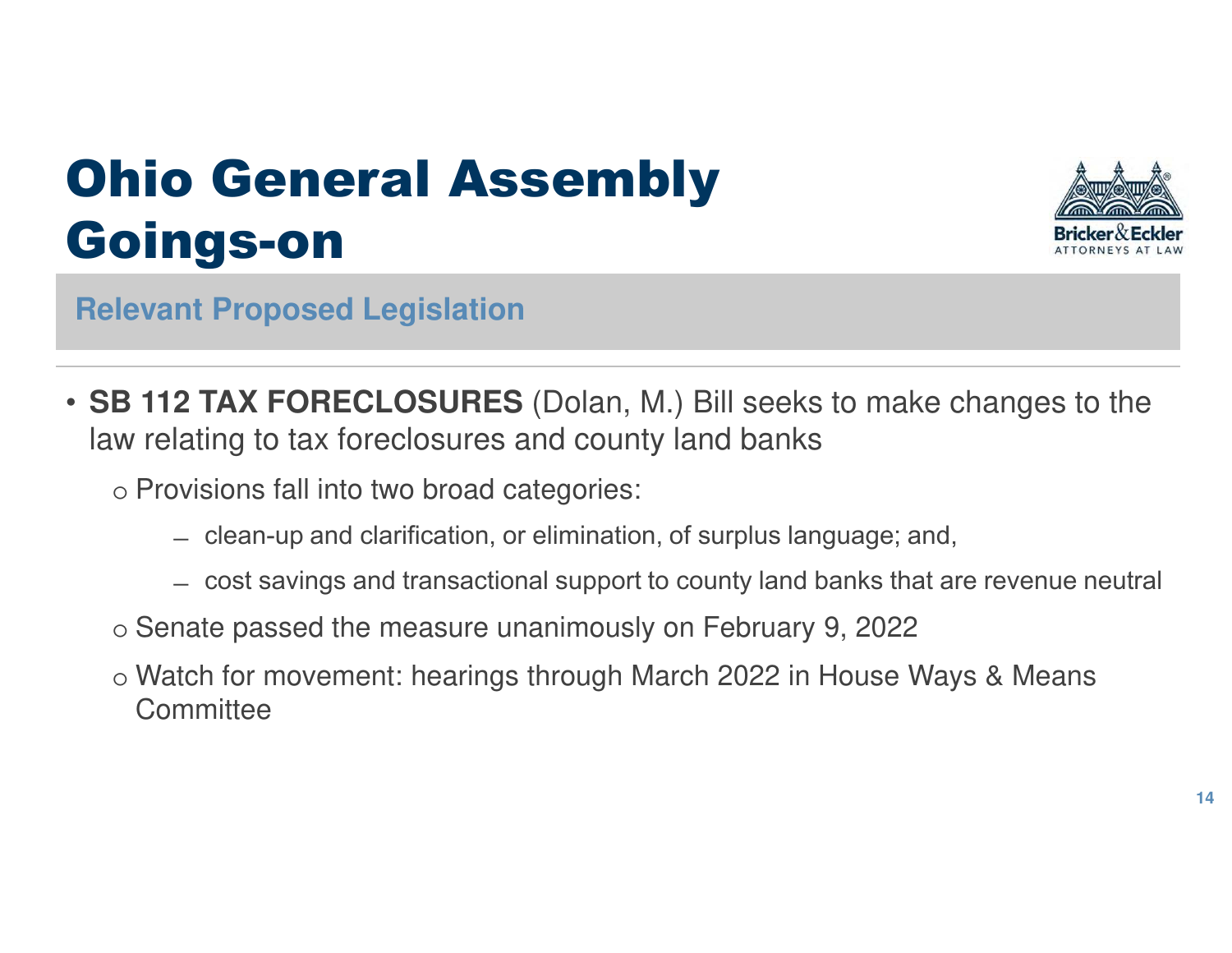# Ohio General Assembly Goings-on

## Relevant Proposed Legislation

- **SB 112 TAX FORECLOSURES** (Dolan, M.) Bill seeks to make changes to the law relating to tax foreclosures and county land banks
  - Provisions fall into two broad categories:
    - clean-up and clarification, or elimination, of surplus language; and,
    - cost savings and transactional support to county land banks that are revenue neutral
  - Senate passed the measure unanimously on February 9, 2022
  - Watch for movement: hearings through March 2022 in House Ways & Means Committee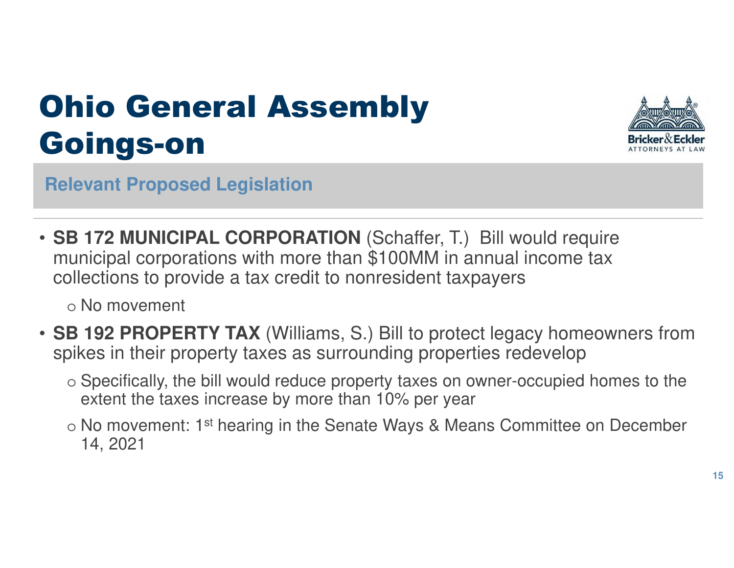# Ohio General Assembly Goings-on

## Relevant Proposed Legislation

- **SB 172 MUNICIPAL CORPORATION** (Schaffer, T.) Bill would require municipal corporations with more than $100MM in annual income tax collections to provide a tax credit to nonresident taxpayers
  - No movement
- **SB 192 PROPERTY TAX** (Williams, S.) Bill to protect legacy homeowners from spikes in their property taxes as surrounding properties redevelop
  - Specifically, the bill would reduce property taxes on owner-occupied homes to the extent the taxes increase by more than 10% per year
  - No movement: 1st hearing in the Senate Ways & Means Committee on December 14, 2021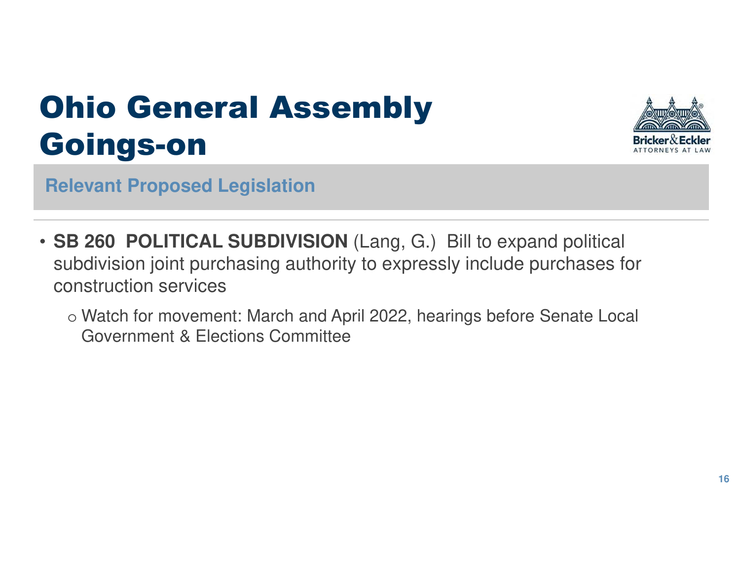# Ohio General Assembly Goings-on

## Relevant Proposed Legislation

- **SB 260 POLITICAL SUBDIVISION** (Lang, G.) Bill to expand political subdivision joint purchasing authority to expressly include purchases for construction services
  - Watch for movement: March and April 2022, hearings before Senate Local Government & Elections Committee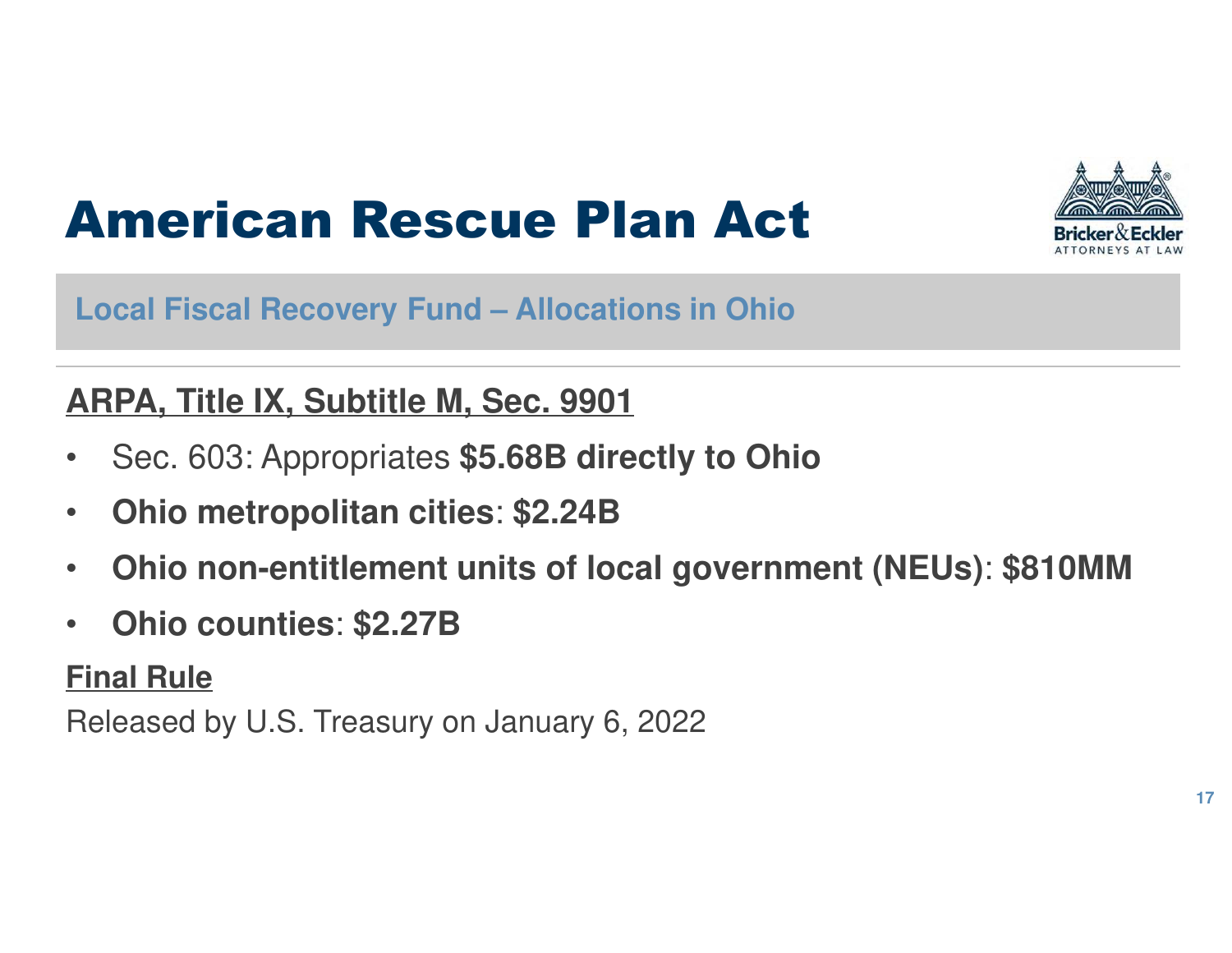# American Rescue Plan Act

## Local Fiscal Recovery Fund – Allocations in Ohio

**ARPA, Title IX, Subtitle M, Sec. 9901**

- Sec. 603: Appropriates **$5.68B directly to Ohio**
- **Ohio metropolitan cities**: **$2.24B**
- **Ohio non-entitlement units of local government (NEUs)**: **$810MM**
- **Ohio counties**: **$2.27B**

**Final Rule**

Released by U.S. Treasury on January 6, 2022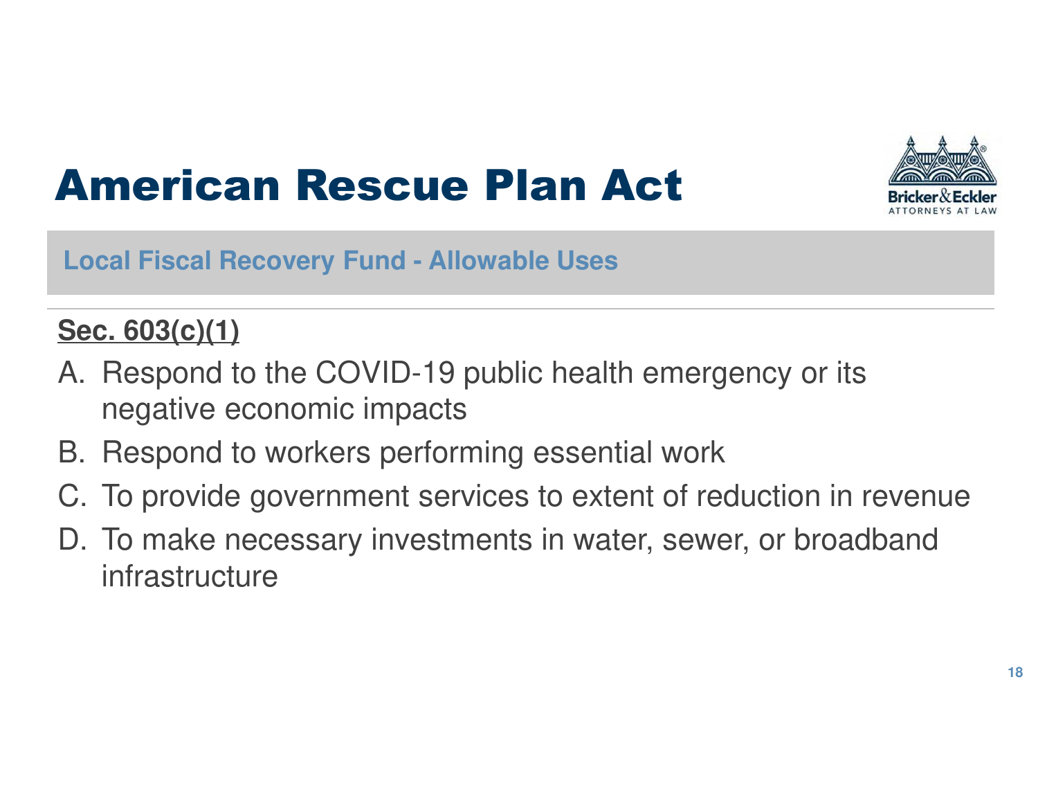# American Rescue Plan Act

## Local Fiscal Recovery Fund - Allowable Uses

**Sec. 603(c)(1)**

A. Respond to the COVID-19 public health emergency or its negative economic impacts

B. Respond to workers performing essential work

C. To provide government services to extent of reduction in revenue

D. To make necessary investments in water, sewer, or broadband infrastructure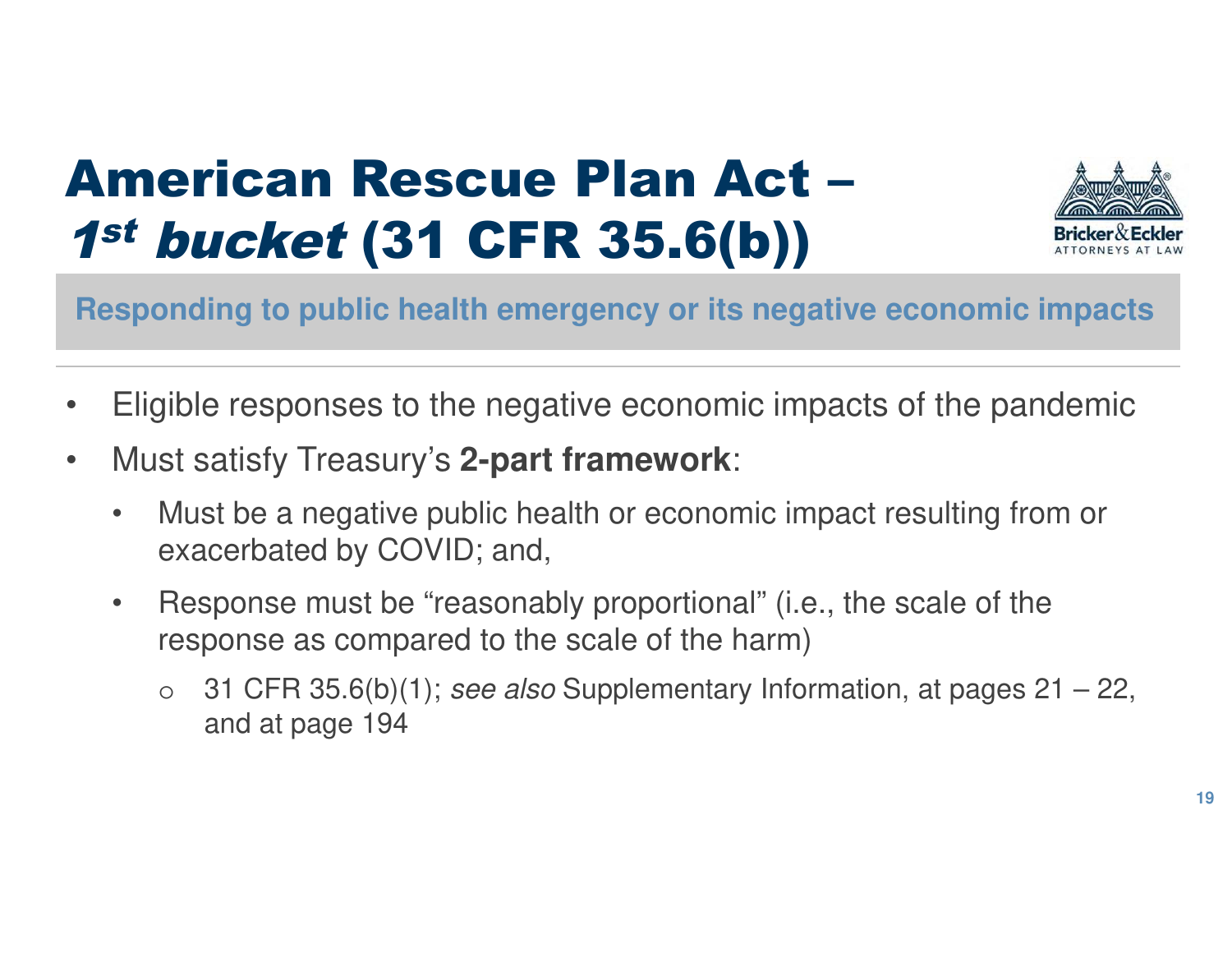# American Rescue Plan Act – *1st bucket* (31 CFR 35.6(b))

**Responding to public health emergency or its negative economic impacts**

- Eligible responses to the negative economic impacts of the pandemic
- Must satisfy Treasury's **2-part framework**:
  - Must be a negative public health or economic impact resulting from or exacerbated by COVID; and,
  - Response must be "reasonably proportional" (i.e., the scale of the response as compared to the scale of the harm)
    - 31 CFR 35.6(b)(1); *see also* Supplementary Information, at pages 21 – 22, and at page 194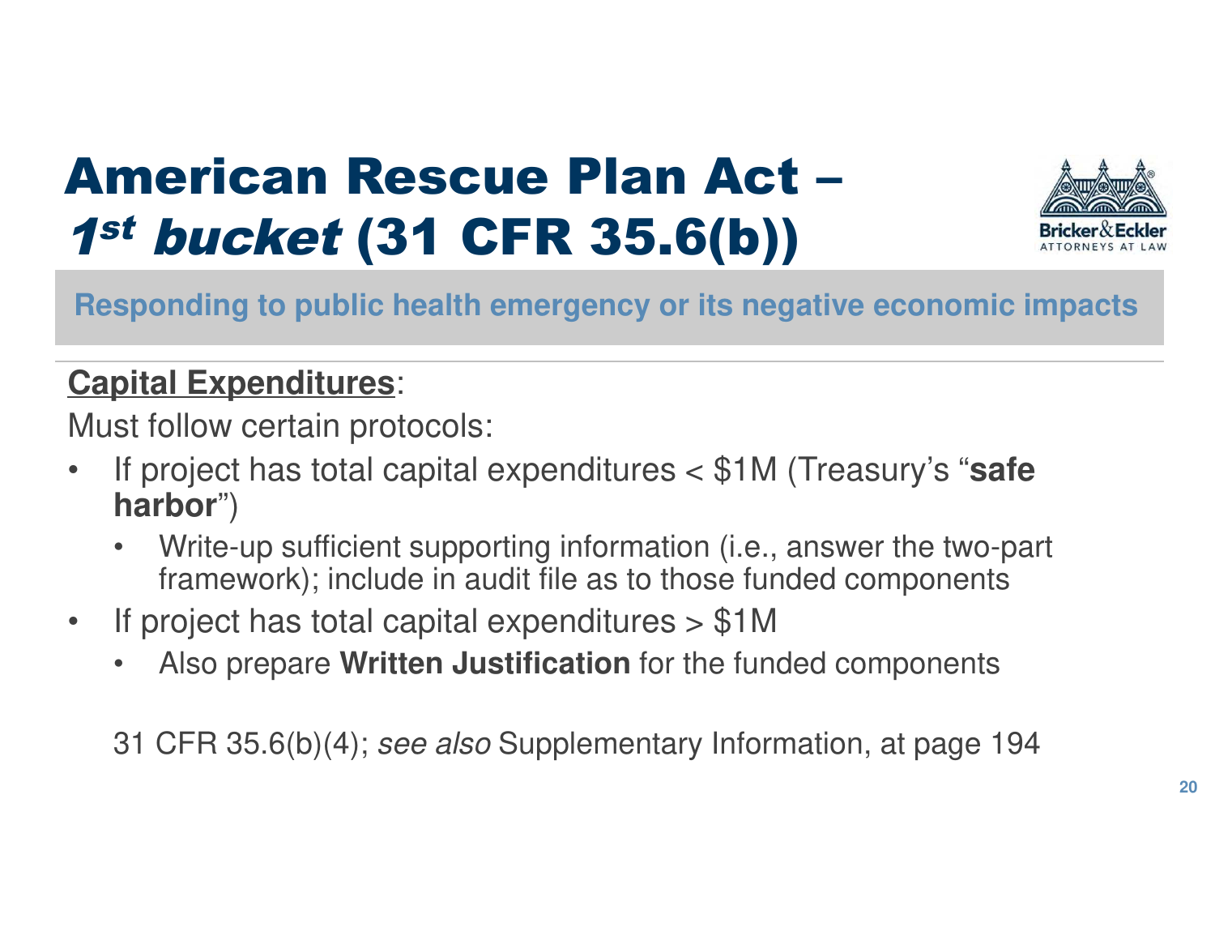# American Rescue Plan Act – *1st bucket* (31 CFR 35.6(b))

**Responding to public health emergency or its negative economic impacts**

**Capital Expenditures**:

Must follow certain protocols:

- If project has total capital expenditures < $1M (Treasury's "**safe harbor**")
  - Write-up sufficient supporting information (i.e., answer the two-part framework); include in audit file as to those funded components
- If project has total capital expenditures > $1M
  - Also prepare **Written Justification** for the funded components

31 CFR 35.6(b)(4); *see also* Supplementary Information, at page 194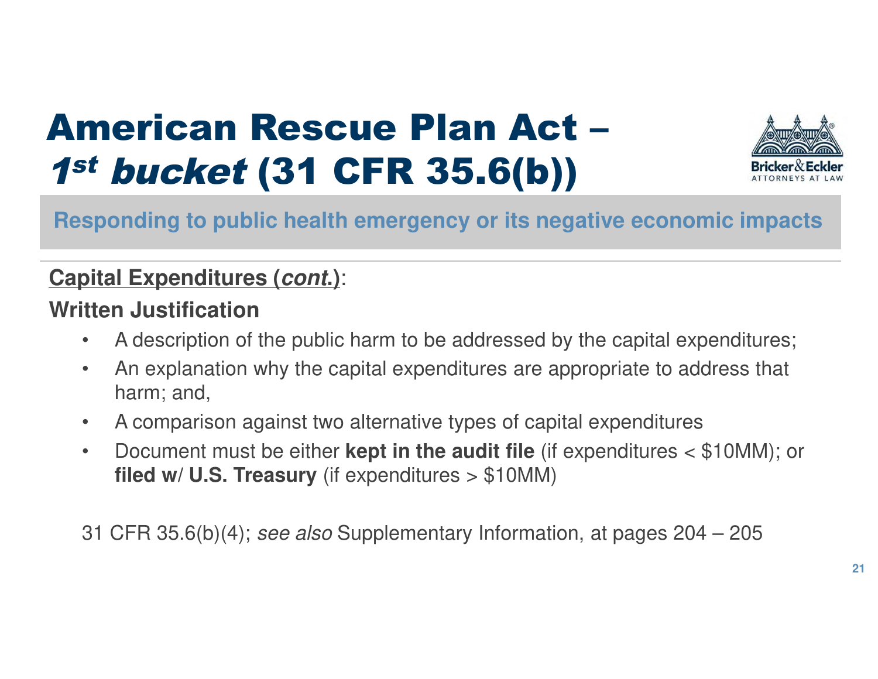# American Rescue Plan Act – *1st bucket* (31 CFR 35.6(b))

**Responding to public health emergency or its negative economic impacts**

**Capital Expenditures (*cont.*)**:

**Written Justification**

- A description of the public harm to be addressed by the capital expenditures;
- An explanation why the capital expenditures are appropriate to address that harm; and,
- A comparison against two alternative types of capital expenditures
- Document must be either **kept in the audit file** (if expenditures < $10MM); or **filed w/ U.S. Treasury** (if expenditures > $10MM)

31 CFR 35.6(b)(4); *see also* Supplementary Information, at pages 204 – 205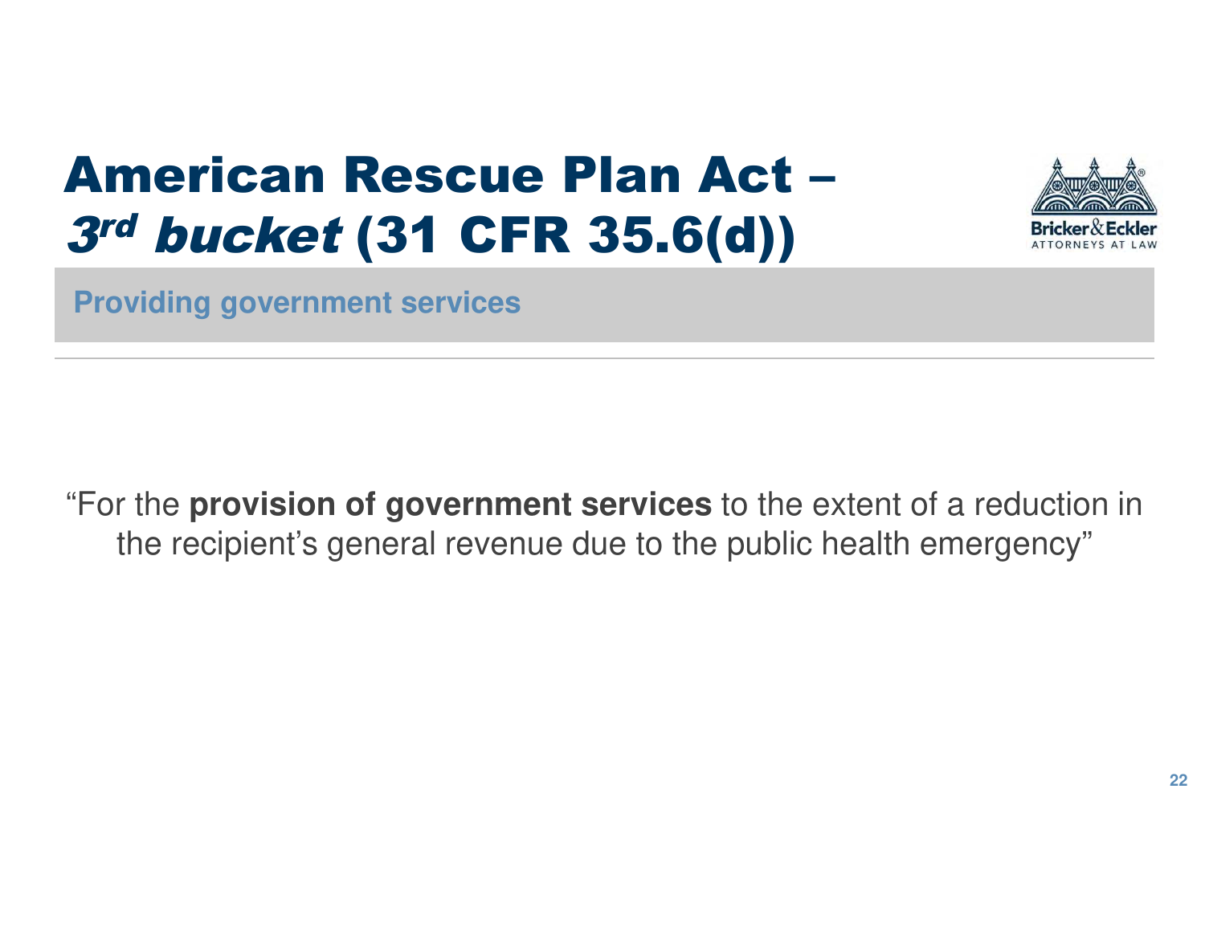# American Rescue Plan Act – *3rd bucket* (31 CFR 35.6(d))

## Providing government services

"For the **provision of government services** to the extent of a reduction in the recipient's general revenue due to the public health emergency"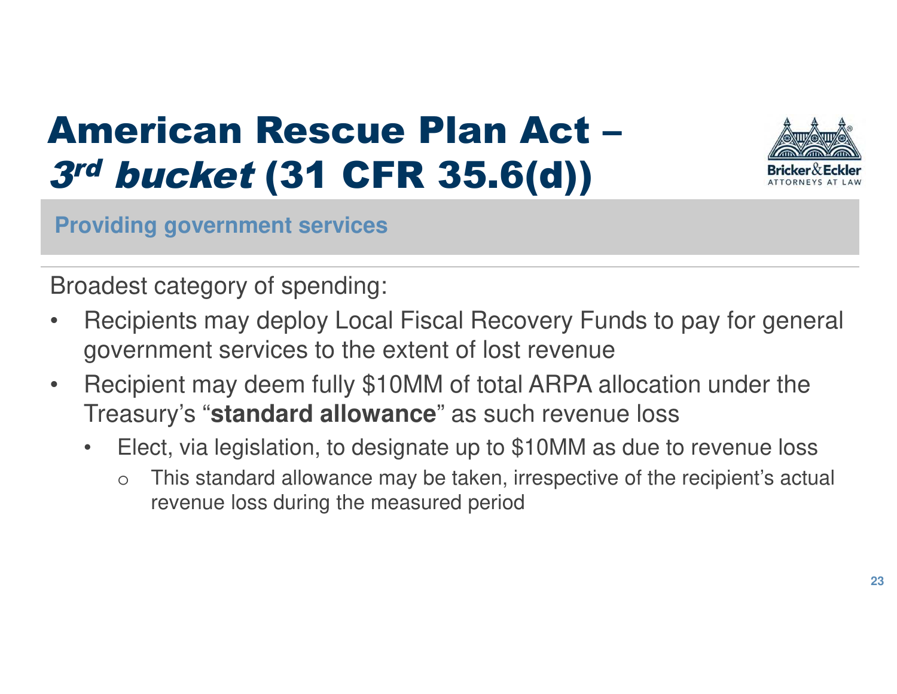# American Rescue Plan Act – *3rd bucket* (31 CFR 35.6(d))

## Providing government services

Broadest category of spending:

- Recipients may deploy Local Fiscal Recovery Funds to pay for general government services to the extent of lost revenue
- Recipient may deem fully $10MM of total ARPA allocation under the Treasury's "**standard allowance**" as such revenue loss
  - Elect, via legislation, to designate up to $10MM as due to revenue loss
    - This standard allowance may be taken, irrespective of the recipient's actual revenue loss during the measured period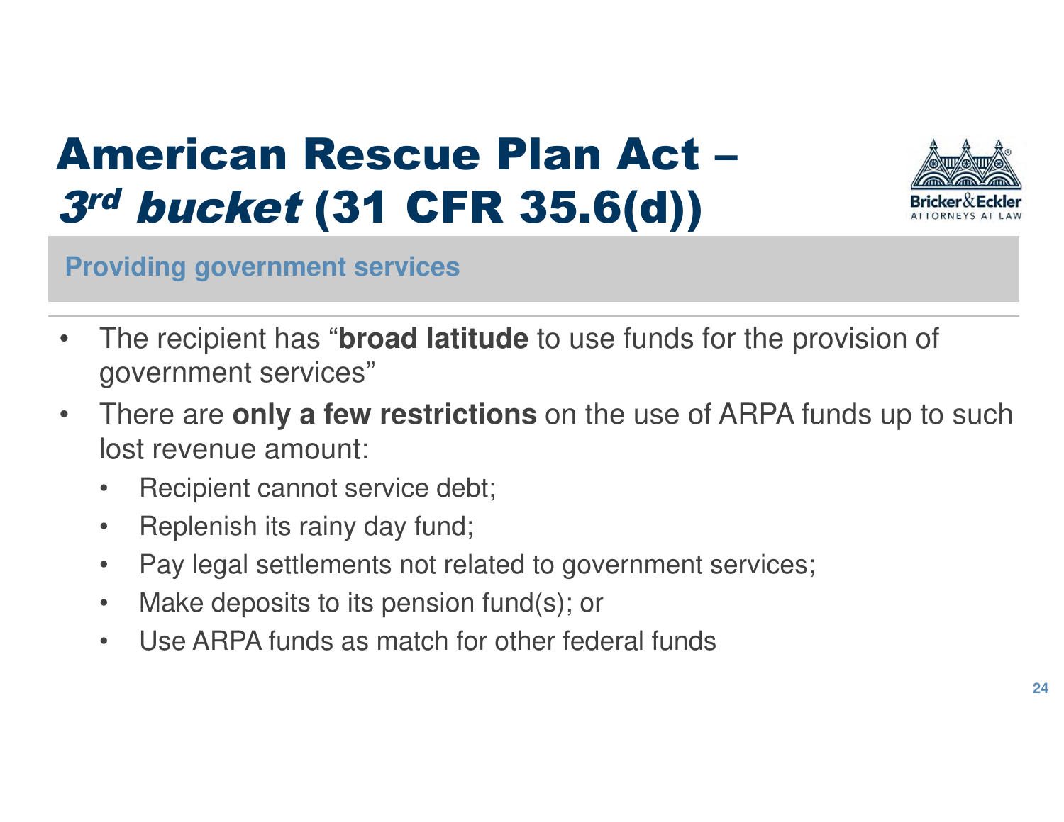# American Rescue Plan Act – *3rd bucket* (31 CFR 35.6(d))

## Providing government services

- The recipient has "**broad latitude** to use funds for the provision of government services"
- There are **only a few restrictions** on the use of ARPA funds up to such lost revenue amount:
  - Recipient cannot service debt;
  - Replenish its rainy day fund;
  - Pay legal settlements not related to government services;
  - Make deposits to its pension fund(s); or
  - Use ARPA funds as match for other federal funds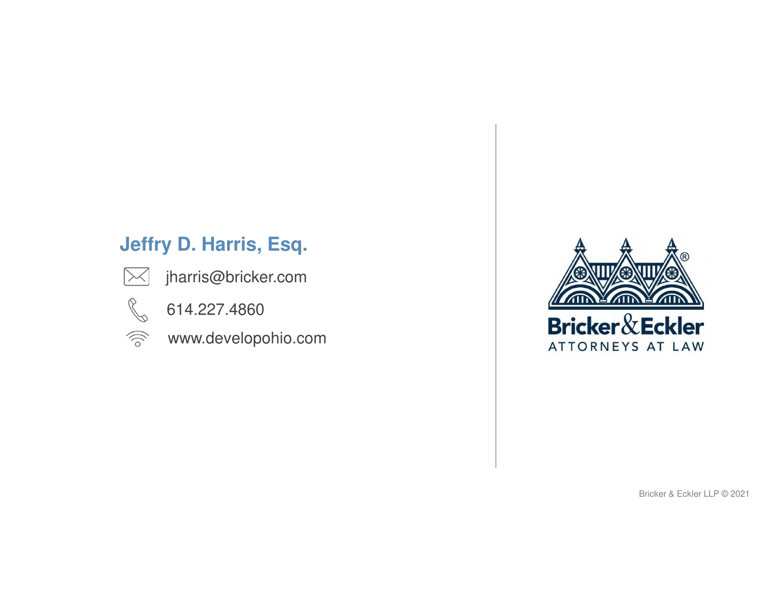**Jeffry D. Harris, Esq.**

jharris@bricker.com

614.227.4860

www.developohio.com

Bricker&Eckler

ATTORNEYS AT LAW

Bricker & Eckler LLP © 2021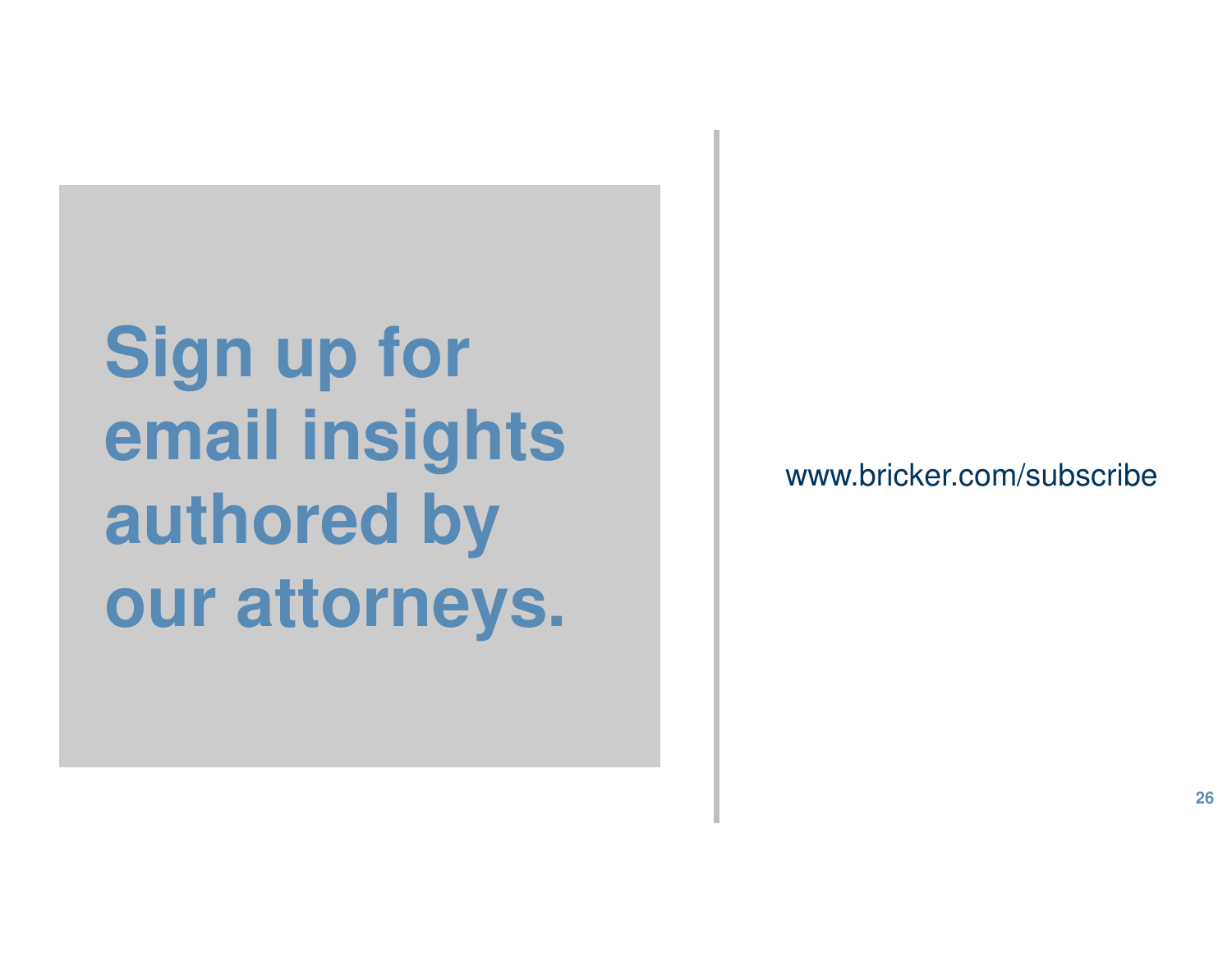**Sign up for email insights authored by our attorneys.**

www.bricker.com/subscribe